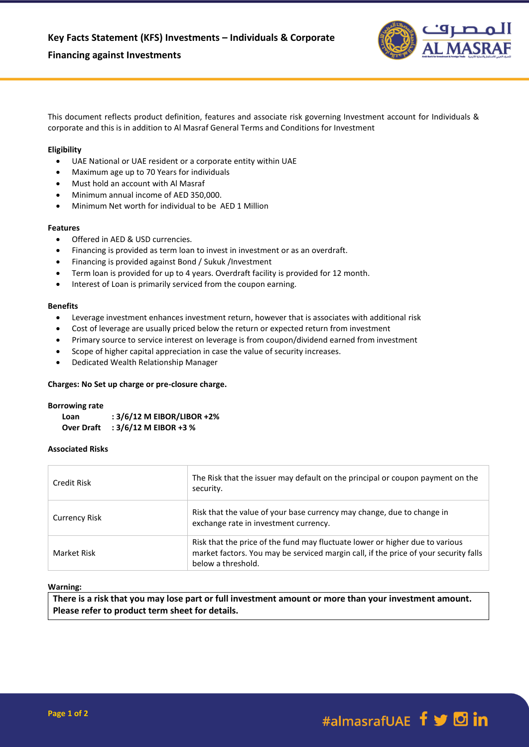# Key Facts Statement (KFS) Investments – Individuals & Corporate

## Financing against Investments

This document reflects product definition, features and associate risk governing Investment account for Individuals & corporate and this is in addition to Al Masraf General Terms and Conditions for Investment

**Eligibility**

- UAE National or UAE resident or a corporate entity within UAE
- Maximum age up to 70 Years for individuals
- Must hold an account with Al Masraf
- Minimum annual income of AED 350,000.
- Minimum Net worth for individual to be AED 1 Million

**Features**

- Offered in AED & USD currencies.
- Financing is provided as term loan to invest in investment or as an overdraft.
- Financing is provided against Bond / Sukuk /Investment
- Term loan is provided for up to 4 years. Overdraft facility is provided for 12 month.
- Interest of Loan is primarily serviced from the coupon earning.

**Benefits**

- Leverage investment enhances investment return, however that is associates with additional risk
- Cost of leverage are usually priced below the return or expected return from investment
- Primary source to service interest on leverage is from coupon/dividend earned from investment
- Scope of higher capital appreciation in case the value of security increases.
- Dedicated Wealth Relationship Manager

**Charges: No Set up charge or pre-closure charge.**

**Borrowing rate**

**Loan : 3/6/12 M EIBOR/LIBOR +2%**
**Over Draft : 3/6/12 M EIBOR +3 %**

**Associated Risks**

| | |
|---|---|
| Credit Risk | The Risk that the issuer may default on the principal or coupon payment on the security. |
| Currency Risk | Risk that the value of your base currency may change, due to change in exchange rate in investment currency. |
| Market Risk | Risk that the price of the fund may fluctuate lower or higher due to various market factors. You may be serviced margin call, if the price of your security falls below a threshold. |

**Warning:**

**There is a risk that you may lose part or full investment amount or more than your investment amount. Please refer to product term sheet for details.**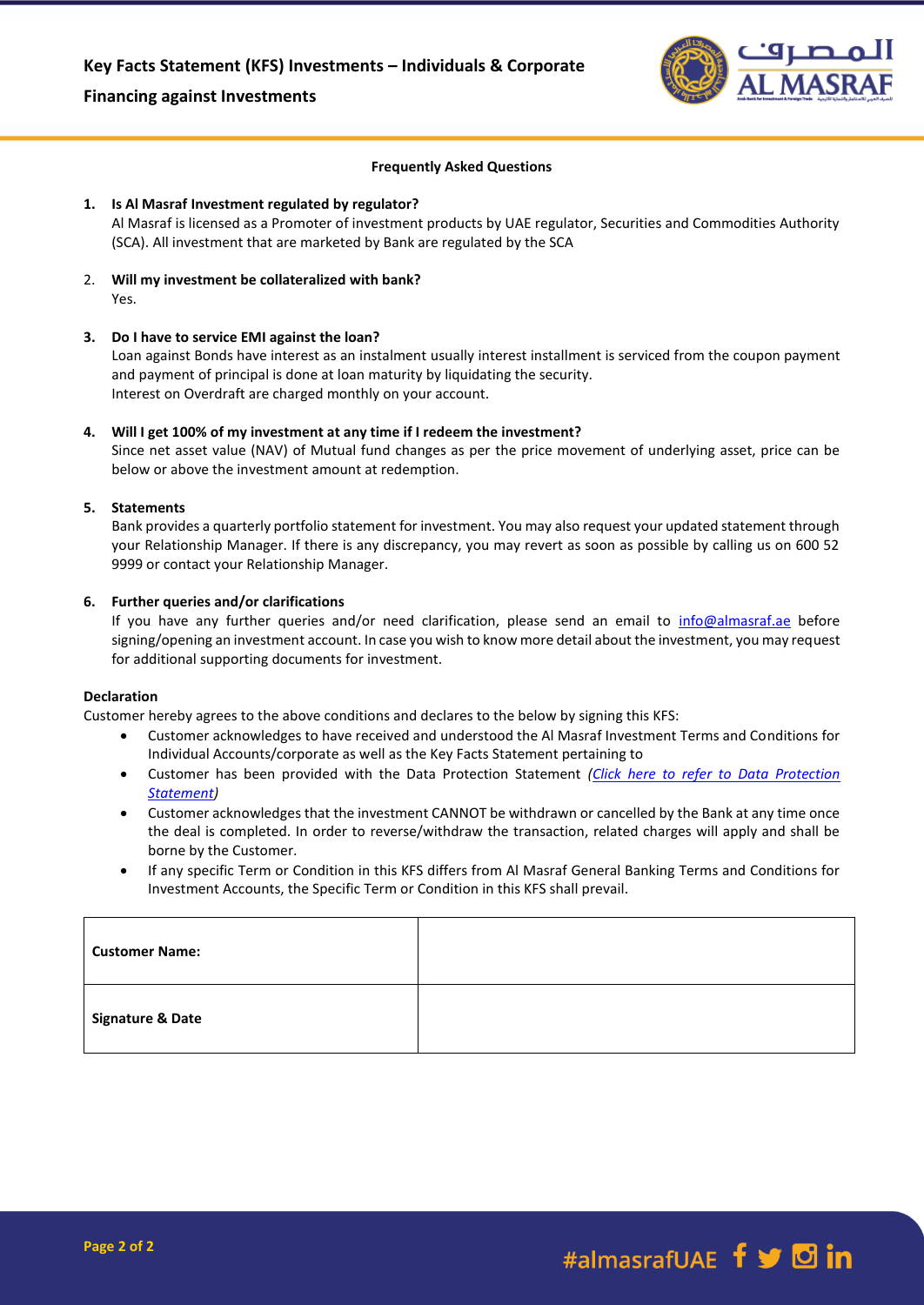# Key Facts Statement (KFS) Investments – Individuals & Corporate

## Financing against Investments

### Frequently Asked Questions

1. **Is Al Masraf Investment regulated by regulator?**
   Al Masraf is licensed as a Promoter of investment products by UAE regulator, Securities and Commodities Authority (SCA). All investment that are marketed by Bank are regulated by the SCA

2. **Will my investment be collateralized with bank?**
   Yes.

3. **Do I have to service EMI against the loan?**
   Loan against Bonds have interest as an instalment usually interest installment is serviced from the coupon payment and payment of principal is done at loan maturity by liquidating the security.
   Interest on Overdraft are charged monthly on your account.

4. **Will I get 100% of my investment at any time if I redeem the investment?**
   Since net asset value (NAV) of Mutual fund changes as per the price movement of underlying asset, price can be below or above the investment amount at redemption.

5. **Statements**
   Bank provides a quarterly portfolio statement for investment. You may also request your updated statement through your Relationship Manager. If there is any discrepancy, you may revert as soon as possible by calling us on 600 52 9999 or contact your Relationship Manager.

6. **Further queries and/or clarifications**
   If you have any further queries and/or need clarification, please send an email to info@almasraf.ae before signing/opening an investment account. In case you wish to know more detail about the investment, you may request for additional supporting documents for investment.

**Declaration**

Customer hereby agrees to the above conditions and declares to the below by signing this KFS:

- Customer acknowledges to have received and understood the Al Masraf Investment Terms and Conditions for Individual Accounts/corporate as well as the Key Facts Statement pertaining to
- Customer has been provided with the Data Protection Statement (*Click here to refer to Data Protection Statement*)
- Customer acknowledges that the investment CANNOT be withdrawn or cancelled by the Bank at any time once the deal is completed. In order to reverse/withdraw the transaction, related charges will apply and shall be borne by the Customer.
- If any specific Term or Condition in this KFS differs from Al Masraf General Banking Terms and Conditions for Investment Accounts, the Specific Term or Condition in this KFS shall prevail.

| | |
|---|---|
| **Customer Name:** | |
| **Signature & Date** | |

#almasrafUAE